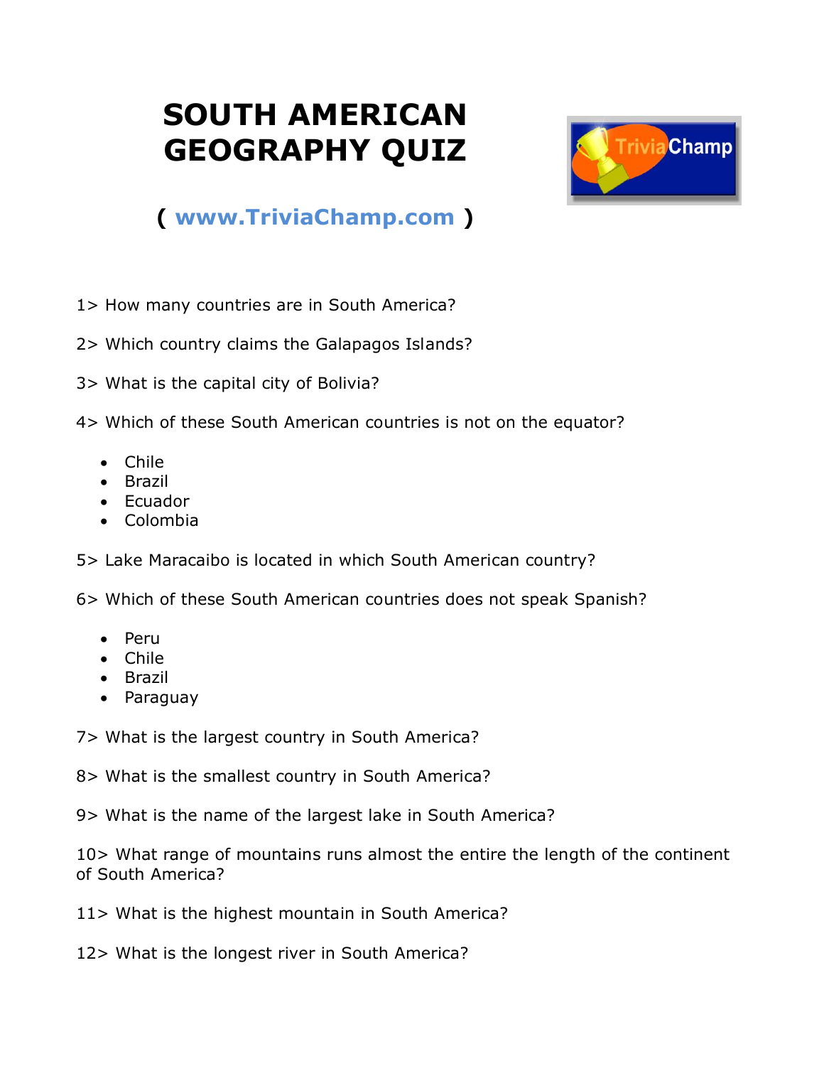# SOUTH AMERICAN GEOGRAPHY QUIZ

( www.TriviaChamp.com )

1> How many countries are in South America?

2> Which country claims the Galapagos Islands?

3> What is the capital city of Bolivia?

4> Which of these South American countries is not on the equator?

- Chile
- Brazil
- Ecuador
- Colombia

5> Lake Maracaibo is located in which South American country?

6> Which of these South American countries does not speak Spanish?

- Peru
- Chile
- Brazil
- Paraguay

7> What is the largest country in South America?

8> What is the smallest country in South America?

9> What is the name of the largest lake in South America?

10> What range of mountains runs almost the entire the length of the continent of South America?

11> What is the highest mountain in South America?

12> What is the longest river in South America?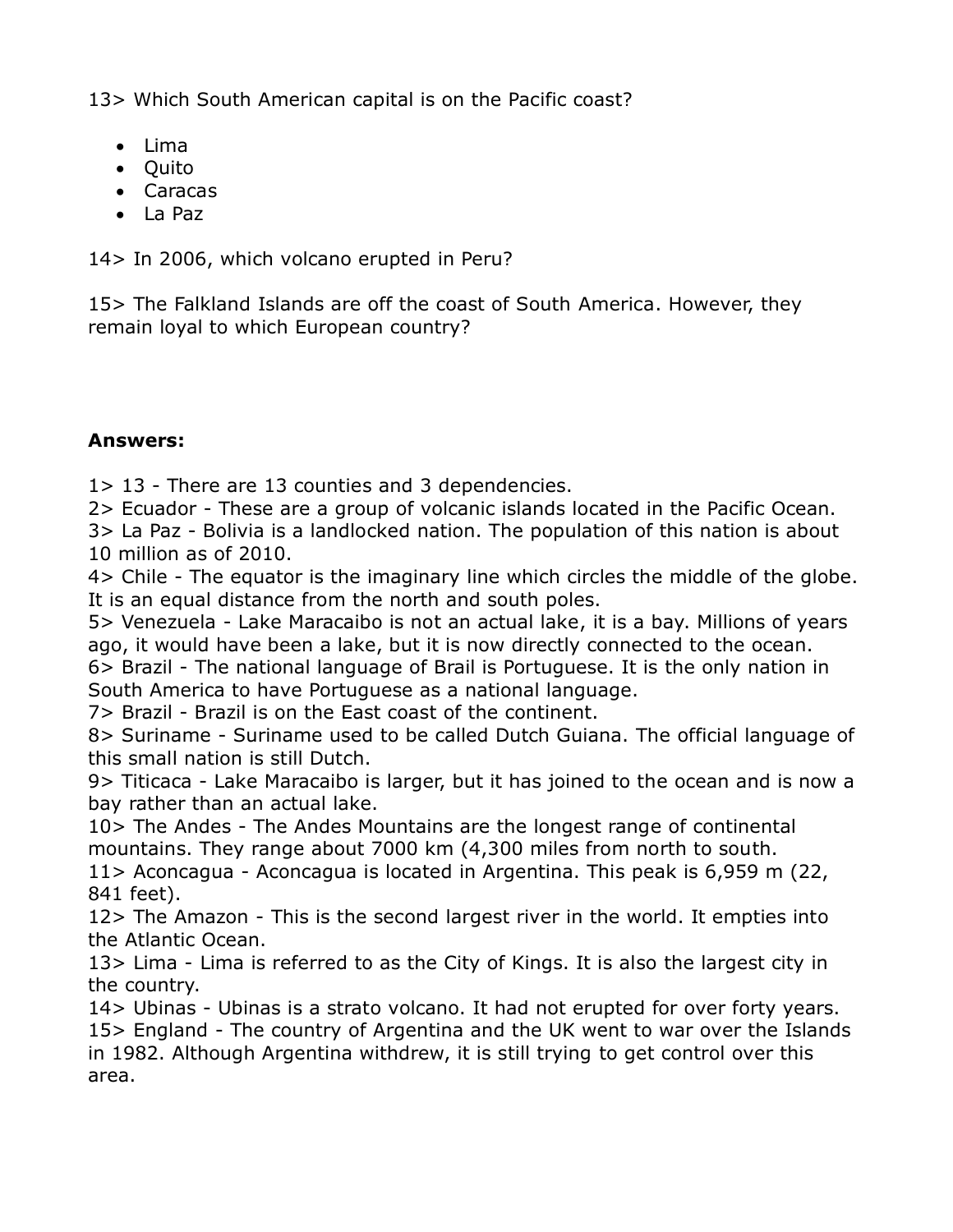13> Which South American capital is on the Pacific coast?

- Lima
- Quito
- Caracas
- La Paz

14> In 2006, which volcano erupted in Peru?

15> The Falkland Islands are off the coast of South America. However, they remain loyal to which European country?

**Answers:**

1> 13 - There are 13 counties and 3 dependencies.
2> Ecuador - These are a group of volcanic islands located in the Pacific Ocean.
3> La Paz - Bolivia is a landlocked nation. The population of this nation is about 10 million as of 2010.
4> Chile - The equator is the imaginary line which circles the middle of the globe. It is an equal distance from the north and south poles.
5> Venezuela - Lake Maracaibo is not an actual lake, it is a bay. Millions of years ago, it would have been a lake, but it is now directly connected to the ocean.
6> Brazil - The national language of Brail is Portuguese. It is the only nation in South America to have Portuguese as a national language.
7> Brazil - Brazil is on the East coast of the continent.
8> Suriname - Suriname used to be called Dutch Guiana. The official language of this small nation is still Dutch.
9> Titicaca - Lake Maracaibo is larger, but it has joined to the ocean and is now a bay rather than an actual lake.
10> The Andes - The Andes Mountains are the longest range of continental mountains. They range about 7000 km (4,300 miles from north to south.
11> Aconcagua - Aconcagua is located in Argentina. This peak is 6,959 m (22, 841 feet).
12> The Amazon - This is the second largest river in the world. It empties into the Atlantic Ocean.
13> Lima - Lima is referred to as the City of Kings. It is also the largest city in the country.
14> Ubinas - Ubinas is a strato volcano. It had not erupted for over forty years.
15> England - The country of Argentina and the UK went to war over the Islands in 1982. Although Argentina withdrew, it is still trying to get control over this area.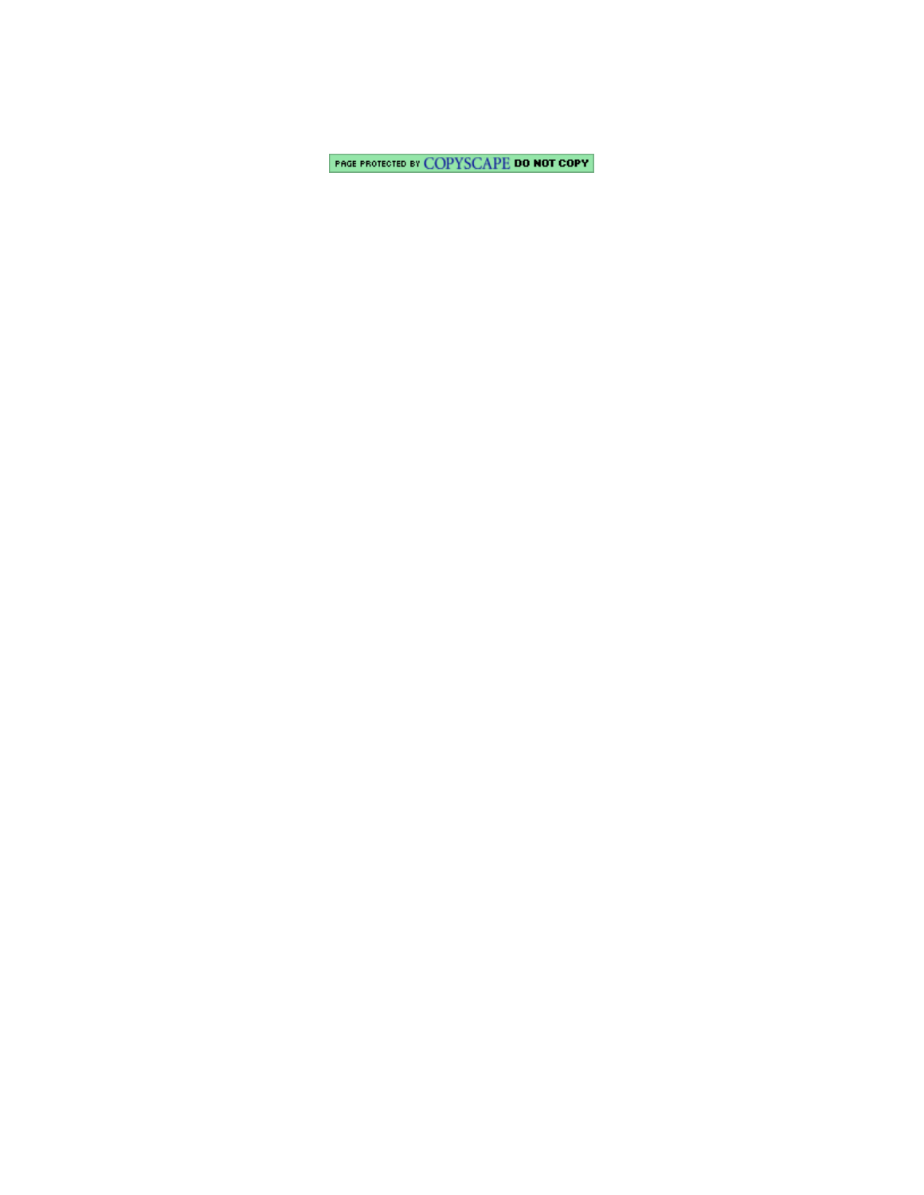PAGE PROTECTED BY COPYSCAPE DO NOT COPY